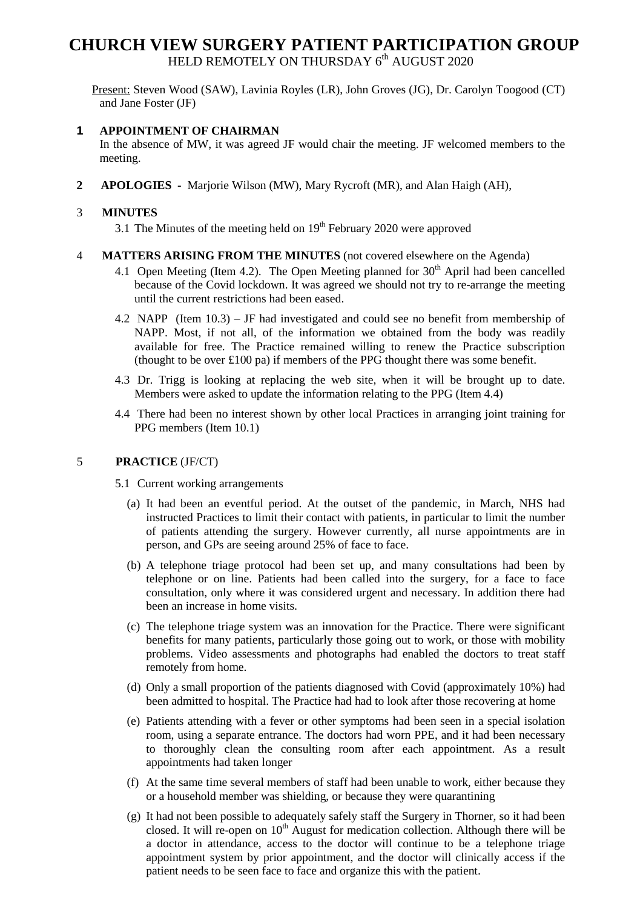# CHURCH VIEW SURGERY PATIENT PARTICIPATION GROUP

HELD REMOTELY ON THURSDAY 6th AUGUST 2020

Present: Steven Wood (SAW), Lavinia Royles (LR), John Groves (JG), Dr. Carolyn Toogood (CT) and Jane Foster (JF)

## 1 APPOINTMENT OF CHAIRMAN

In the absence of MW, it was agreed JF would chair the meeting. JF welcomed members to the meeting.

## 2 APOLOGIES - Marjorie Wilson (MW), Mary Rycroft (MR), and Alan Haigh (AH),

## 3 MINUTES

3.1 The Minutes of the meeting held on 19th February 2020 were approved

## 4 MATTERS ARISING FROM THE MINUTES (not covered elsewhere on the Agenda)

4.1 Open Meeting (Item 4.2). The Open Meeting planned for 30th April had been cancelled because of the Covid lockdown. It was agreed we should not try to re-arrange the meeting until the current restrictions had been eased.

4.2 NAPP (Item 10.3) – JF had investigated and could see no benefit from membership of NAPP. Most, if not all, of the information we obtained from the body was readily available for free. The Practice remained willing to renew the Practice subscription (thought to be over £100 pa) if members of the PPG thought there was some benefit.

4.3 Dr. Trigg is looking at replacing the web site, when it will be brought up to date. Members were asked to update the information relating to the PPG (Item 4.4)

4.4 There had been no interest shown by other local Practices in arranging joint training for PPG members (Item 10.1)

## 5 PRACTICE (JF/CT)

5.1 Current working arrangements

(a) It had been an eventful period. At the outset of the pandemic, in March, NHS had instructed Practices to limit their contact with patients, in particular to limit the number of patients attending the surgery. However currently, all nurse appointments are in person, and GPs are seeing around 25% of face to face.

(b) A telephone triage protocol had been set up, and many consultations had been by telephone or on line. Patients had been called into the surgery, for a face to face consultation, only where it was considered urgent and necessary. In addition there had been an increase in home visits.

(c) The telephone triage system was an innovation for the Practice. There were significant benefits for many patients, particularly those going out to work, or those with mobility problems. Video assessments and photographs had enabled the doctors to treat staff remotely from home.

(d) Only a small proportion of the patients diagnosed with Covid (approximately 10%) had been admitted to hospital. The Practice had had to look after those recovering at home

(e) Patients attending with a fever or other symptoms had been seen in a special isolation room, using a separate entrance. The doctors had worn PPE, and it had been necessary to thoroughly clean the consulting room after each appointment. As a result appointments had taken longer

(f) At the same time several members of staff had been unable to work, either because they or a household member was shielding, or because they were quarantining

(g) It had not been possible to adequately safely staff the Surgery in Thorner, so it had been closed. It will re-open on 10th August for medication collection. Although there will be a doctor in attendance, access to the doctor will continue to be a telephone triage appointment system by prior appointment, and the doctor will clinically access if the patient needs to be seen face to face and organize this with the patient.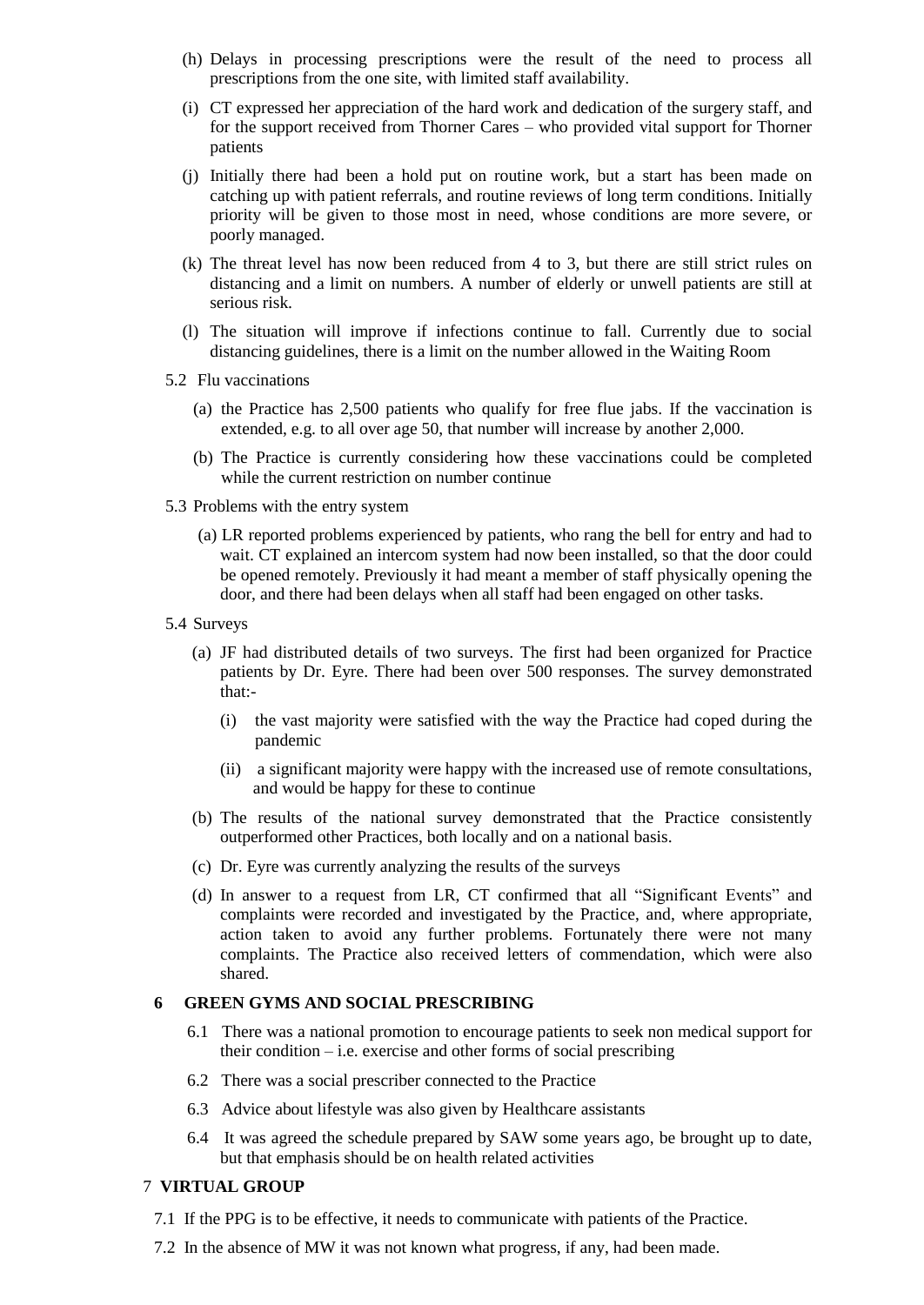(h) Delays in processing prescriptions were the result of the need to process all prescriptions from the one site, with limited staff availability.

(i) CT expressed her appreciation of the hard work and dedication of the surgery staff, and for the support received from Thorner Cares – who provided vital support for Thorner patients

(j) Initially there had been a hold put on routine work, but a start has been made on catching up with patient referrals, and routine reviews of long term conditions. Initially priority will be given to those most in need, whose conditions are more severe, or poorly managed.

(k) The threat level has now been reduced from 4 to 3, but there are still strict rules on distancing and a limit on numbers. A number of elderly or unwell patients are still at serious risk.

(l) The situation will improve if infections continue to fall. Currently due to social distancing guidelines, there is a limit on the number allowed in the Waiting Room

5.2 Flu vaccinations

(a) the Practice has 2,500 patients who qualify for free flue jabs. If the vaccination is extended, e.g. to all over age 50, that number will increase by another 2,000.

(b) The Practice is currently considering how these vaccinations could be completed while the current restriction on number continue

5.3 Problems with the entry system

(a) LR reported problems experienced by patients, who rang the bell for entry and had to wait. CT explained an intercom system had now been installed, so that the door could be opened remotely. Previously it had meant a member of staff physically opening the door, and there had been delays when all staff had been engaged on other tasks.

5.4 Surveys

(a) JF had distributed details of two surveys. The first had been organized for Practice patients by Dr. Eyre. There had been over 500 responses. The survey demonstrated that:-

(i) the vast majority were satisfied with the way the Practice had coped during the pandemic

(ii) a significant majority were happy with the increased use of remote consultations, and would be happy for these to continue

(b) The results of the national survey demonstrated that the Practice consistently outperformed other Practices, both locally and on a national basis.

(c) Dr. Eyre was currently analyzing the results of the surveys

(d) In answer to a request from LR, CT confirmed that all "Significant Events" and complaints were recorded and investigated by the Practice, and, where appropriate, action taken to avoid any further problems. Fortunately there were not many complaints. The Practice also received letters of commendation, which were also shared.

## 6 GREEN GYMS AND SOCIAL PRESCRIBING

6.1 There was a national promotion to encourage patients to seek non medical support for their condition – i.e. exercise and other forms of social prescribing

6.2 There was a social prescriber connected to the Practice

6.3 Advice about lifestyle was also given by Healthcare assistants

6.4 It was agreed the schedule prepared by SAW some years ago, be brought up to date, but that emphasis should be on health related activities

## 7 VIRTUAL GROUP

7.1 If the PPG is to be effective, it needs to communicate with patients of the Practice.

7.2 In the absence of MW it was not known what progress, if any, had been made.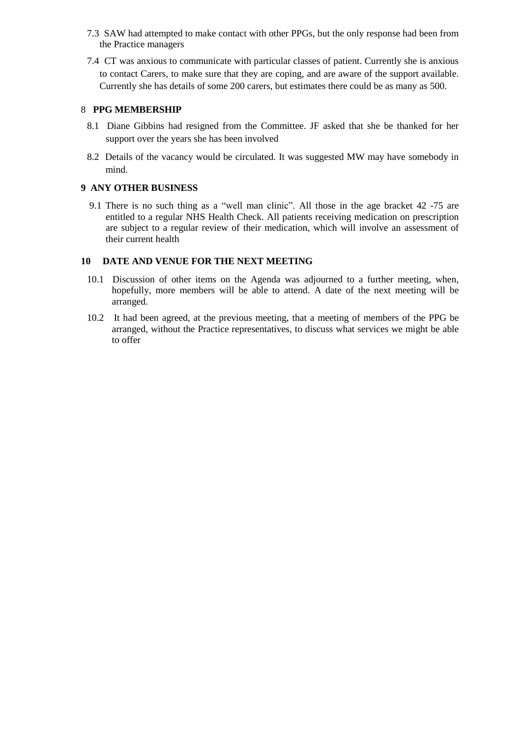7.3 SAW had attempted to make contact with other PPGs, but the only response had been from the Practice managers

7.4 CT was anxious to communicate with particular classes of patient. Currently she is anxious to contact Carers, to make sure that they are coping, and are aware of the support available. Currently she has details of some 200 carers, but estimates there could be as many as 500.

## 8 PPG MEMBERSHIP

8.1 Diane Gibbins had resigned from the Committee. JF asked that she be thanked for her support over the years she has been involved

8.2 Details of the vacancy would be circulated. It was suggested MW may have somebody in mind.

## 9 ANY OTHER BUSINESS

9.1 There is no such thing as a "well man clinic". All those in the age bracket 42 -75 are entitled to a regular NHS Health Check. All patients receiving medication on prescription are subject to a regular review of their medication, which will involve an assessment of their current health

## 10 DATE AND VENUE FOR THE NEXT MEETING

10.1 Discussion of other items on the Agenda was adjourned to a further meeting, when, hopefully, more members will be able to attend. A date of the next meeting will be arranged.

10.2 It had been agreed, at the previous meeting, that a meeting of members of the PPG be arranged, without the Practice representatives, to discuss what services we might be able to offer